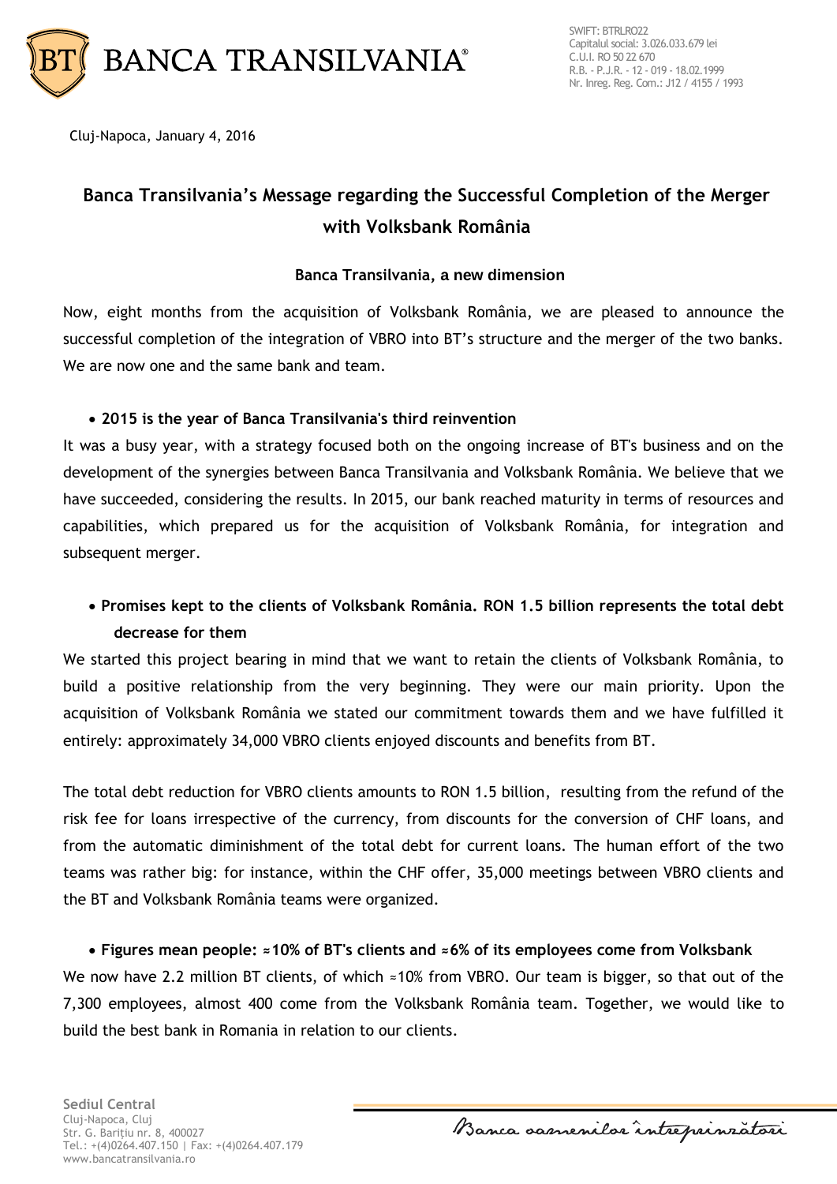Cluj-Napoca, January 4, 2016

# Banca Transilvania's Message regarding the Successful Completion of the Merger with Volksbank România

## Banca Transilvania, a new dimension

Now, eight months from the acquisition of Volksbank România, we are pleased to announce the successful completion of the integration of VBRO into BT's structure and the merger of the two banks. We are now one and the same bank and team.

- **2015 is the year of Banca Transilvania's third reinvention**

It was a busy year, with a strategy focused both on the ongoing increase of BT's business and on the development of the synergies between Banca Transilvania and Volksbank România. We believe that we have succeeded, considering the results. In 2015, our bank reached maturity in terms of resources and capabilities, which prepared us for the acquisition of Volksbank România, for integration and subsequent merger.

- **Promises kept to the clients of Volksbank România. RON 1.5 billion represents the total debt decrease for them**

We started this project bearing in mind that we want to retain the clients of Volksbank România, to build a positive relationship from the very beginning. They were our main priority. Upon the acquisition of Volksbank România we stated our commitment towards them and we have fulfilled it entirely: approximately 34,000 VBRO clients enjoyed discounts and benefits from BT.

The total debt reduction for VBRO clients amounts to RON 1.5 billion, resulting from the refund of the risk fee for loans irrespective of the currency, from discounts for the conversion of CHF loans, and from the automatic diminishment of the total debt for current loans. The human effort of the two teams was rather big: for instance, within the CHF offer, 35,000 meetings between VBRO clients and the BT and Volksbank România teams were organized.

- **Figures mean people: ≈10% of BT's clients and ≈6% of its employees come from Volksbank**

We now have 2.2 million BT clients, of which ≈10% from VBRO. Our team is bigger, so that out of the 7,300 employees, almost 400 come from the Volksbank România team. Together, we would like to build the best bank in Romania in relation to our clients.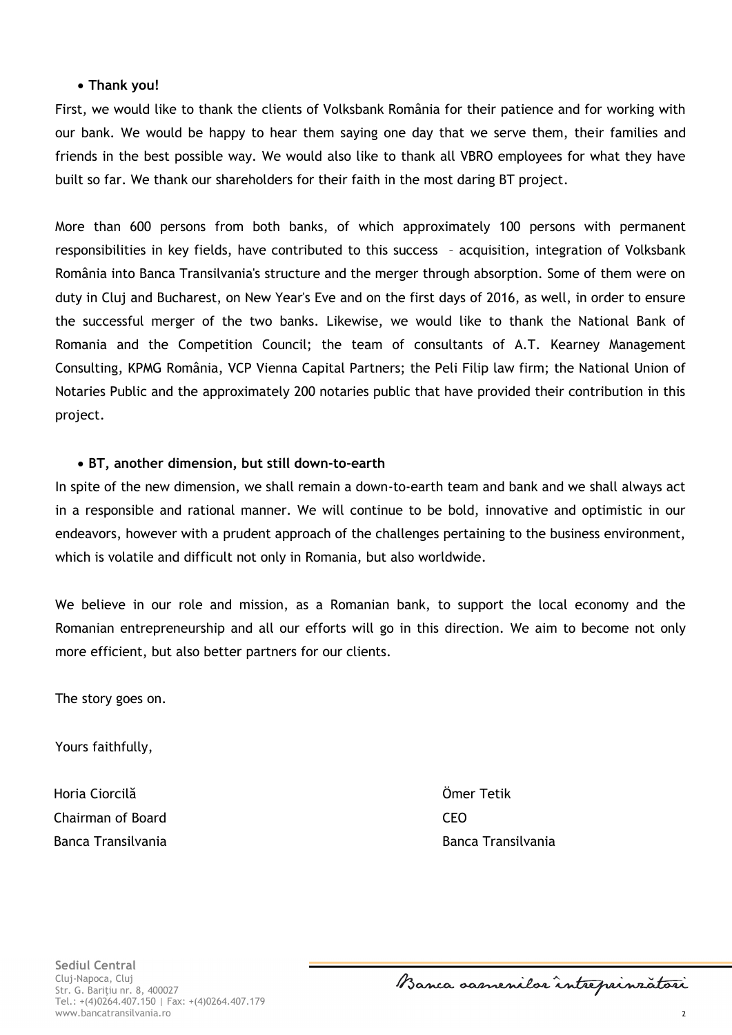- **Thank you!**

First, we would like to thank the clients of Volksbank România for their patience and for working with our bank. We would be happy to hear them saying one day that we serve them, their families and friends in the best possible way. We would also like to thank all VBRO employees for what they have built so far. We thank our shareholders for their faith in the most daring BT project.

More than 600 persons from both banks, of which approximately 100 persons with permanent responsibilities in key fields, have contributed to this success – acquisition, integration of Volksbank România into Banca Transilvania's structure and the merger through absorption. Some of them were on duty in Cluj and Bucharest, on New Year's Eve and on the first days of 2016, as well, in order to ensure the successful merger of the two banks. Likewise, we would like to thank the National Bank of Romania and the Competition Council; the team of consultants of A.T. Kearney Management Consulting, KPMG România, VCP Vienna Capital Partners; the Peli Filip law firm; the National Union of Notaries Public and the approximately 200 notaries public that have provided their contribution in this project.

- **BT, another dimension, but still down-to-earth**

In spite of the new dimension, we shall remain a down-to-earth team and bank and we shall always act in a responsible and rational manner. We will continue to be bold, innovative and optimistic in our endeavors, however with a prudent approach of the challenges pertaining to the business environment, which is volatile and difficult not only in Romania, but also worldwide.

We believe in our role and mission, as a Romanian bank, to support the local economy and the Romanian entrepreneurship and all our efforts will go in this direction. We aim to become not only more efficient, but also better partners for our clients.

The story goes on.

Yours faithfully,

Horia Ciorcilă
Chairman of Board
Banca Transilvania

Ömer Tetik
CEO
Banca Transilvania

**Sediul Central**
Cluj-Napoca, Cluj
Str. G. Bariţiu nr. 8, 400027
Tel.: +(4)0264.407.150 | Fax: +(4)0264.407.179
www.bancatransilvania.ro

Banca oamenilor întreprinzători